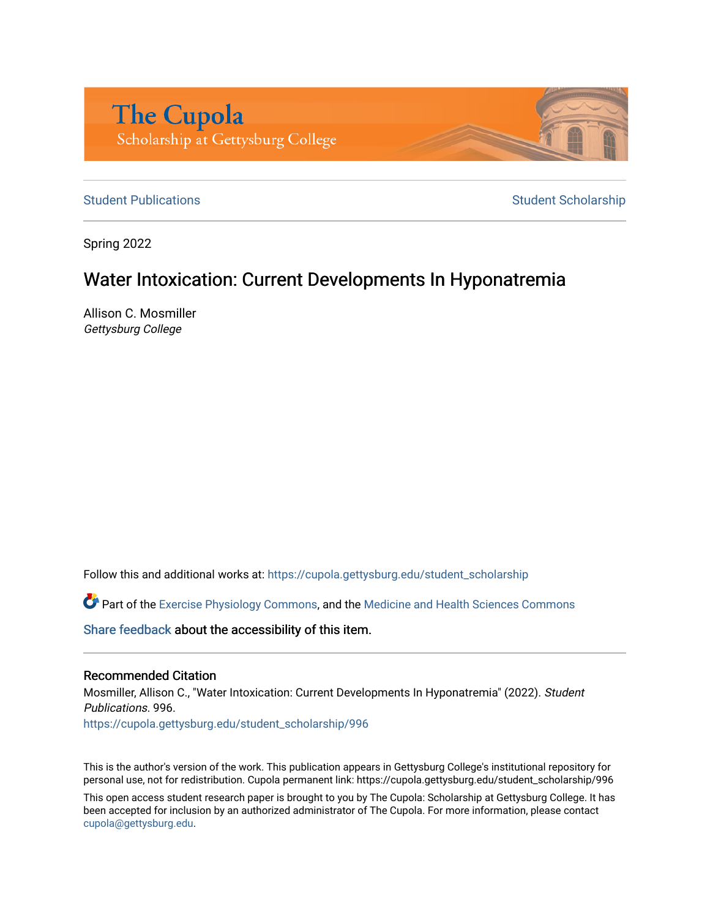The Cupola
Scholarship at Gettysburg College

Student Publications | Student Scholarship

Spring 2022

# Water Intoxication: Current Developments In Hyponatremia

Allison C. Mosmiller
*Gettysburg College*

Follow this and additional works at: https://cupola.gettysburg.edu/student_scholarship

Part of the Exercise Physiology Commons, and the Medicine and Health Sciences Commons

Share feedback about the accessibility of this item.

## Recommended Citation

Mosmiller, Allison C., "Water Intoxication: Current Developments In Hyponatremia" (2022). *Student Publications*. 996.
https://cupola.gettysburg.edu/student_scholarship/996

This is the author's version of the work. This publication appears in Gettysburg College's institutional repository for personal use, not for redistribution. Cupola permanent link: https://cupola.gettysburg.edu/student_scholarship/996

This open access student research paper is brought to you by The Cupola: Scholarship at Gettysburg College. It has been accepted for inclusion by an authorized administrator of The Cupola. For more information, please contact cupola@gettysburg.edu.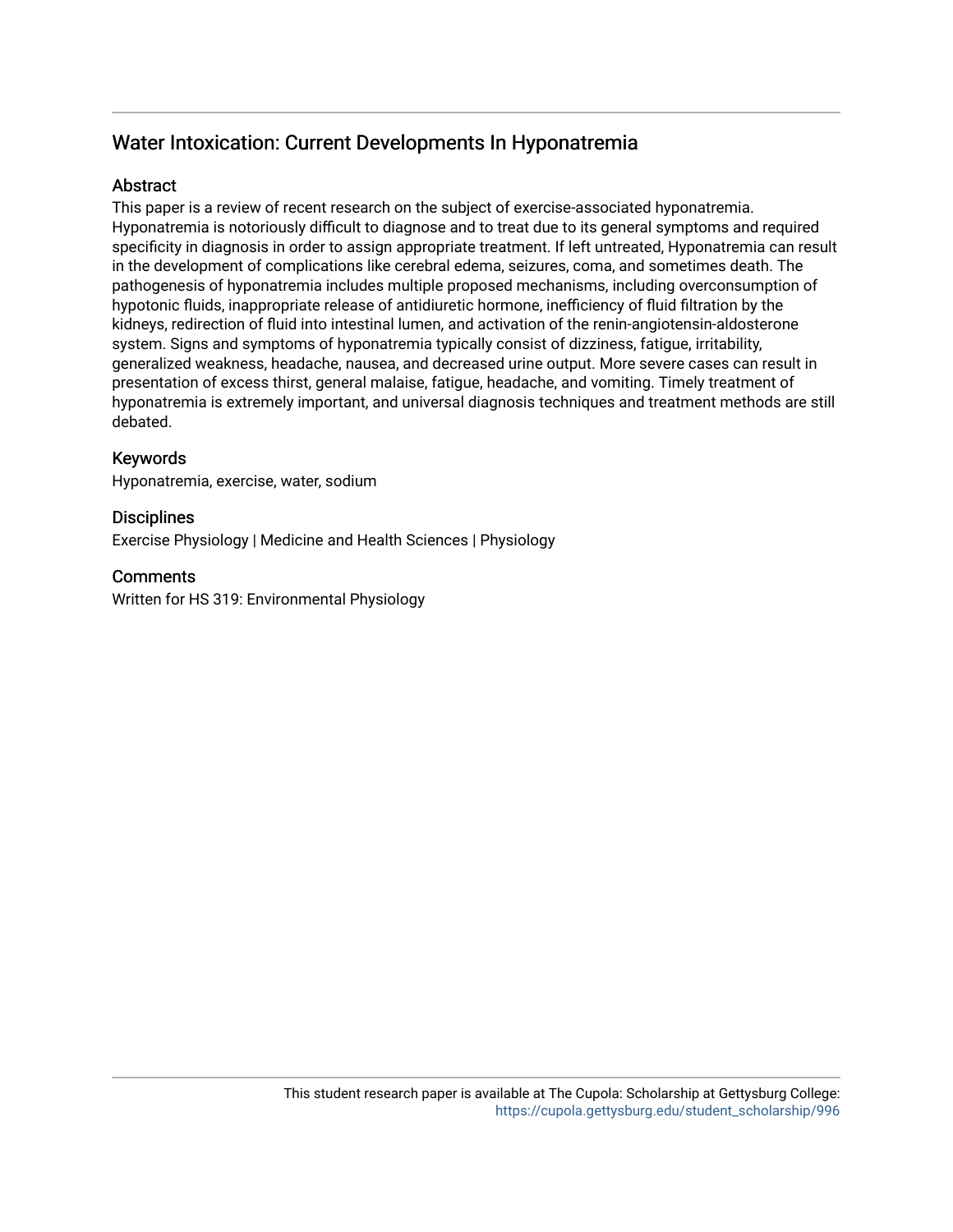## Water Intoxication: Current Developments In Hyponatremia

### Abstract

This paper is a review of recent research on the subject of exercise-associated hyponatremia. Hyponatremia is notoriously difficult to diagnose and to treat due to its general symptoms and required specificity in diagnosis in order to assign appropriate treatment. If left untreated, Hyponatremia can result in the development of complications like cerebral edema, seizures, coma, and sometimes death. The pathogenesis of hyponatremia includes multiple proposed mechanisms, including overconsumption of hypotonic fluids, inappropriate release of antidiuretic hormone, inefficiency of fluid filtration by the kidneys, redirection of fluid into intestinal lumen, and activation of the renin-angiotensin-aldosterone system. Signs and symptoms of hyponatremia typically consist of dizziness, fatigue, irritability, generalized weakness, headache, nausea, and decreased urine output. More severe cases can result in presentation of excess thirst, general malaise, fatigue, headache, and vomiting. Timely treatment of hyponatremia is extremely important, and universal diagnosis techniques and treatment methods are still debated.

### Keywords

Hyponatremia, exercise, water, sodium

### Disciplines

Exercise Physiology | Medicine and Health Sciences | Physiology

### Comments

Written for HS 319: Environmental Physiology

This student research paper is available at The Cupola: Scholarship at Gettysburg College: https://cupola.gettysburg.edu/student_scholarship/996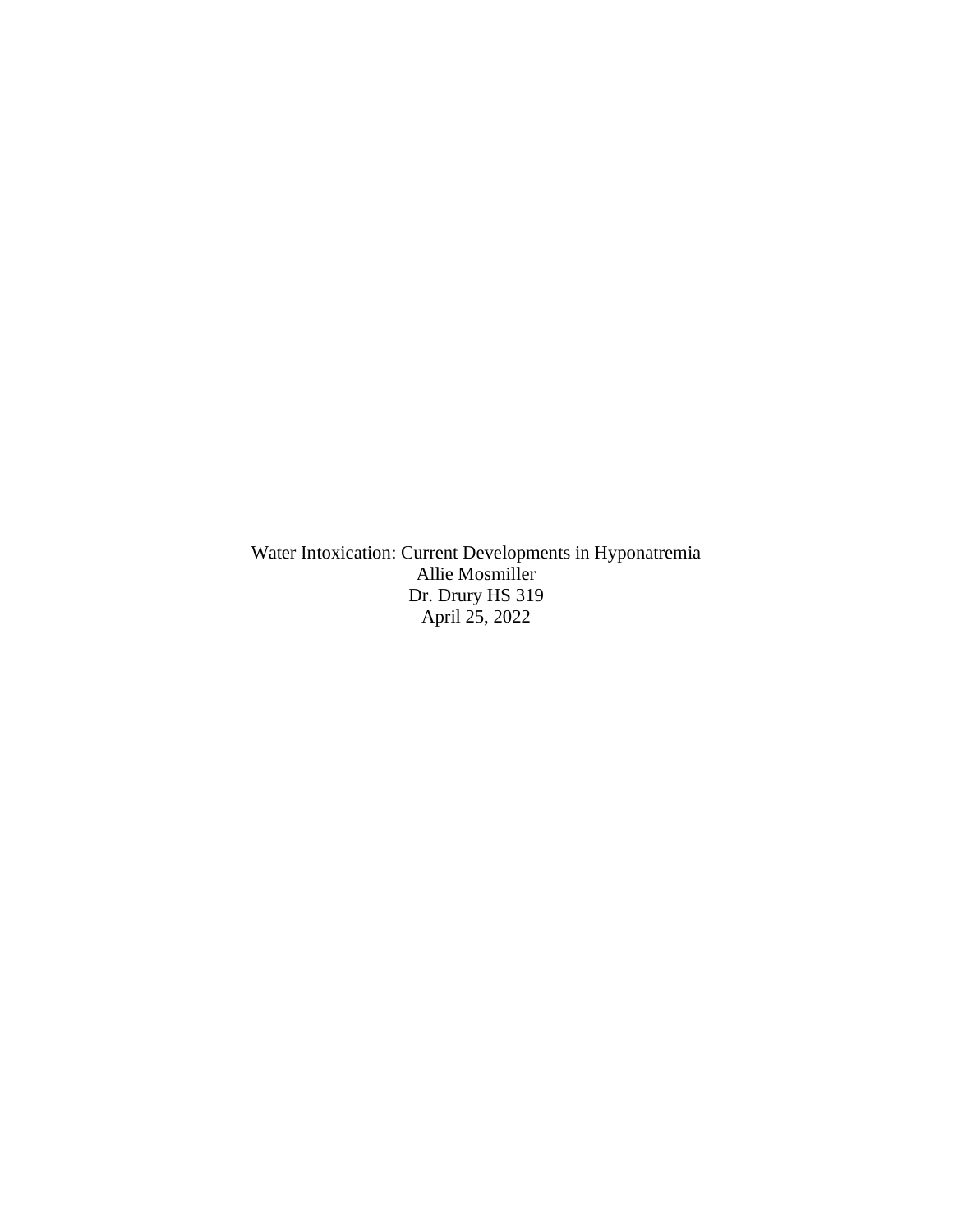Water Intoxication: Current Developments in Hyponatremia

Allie Mosmiller

Dr. Drury HS 319

April 25, 2022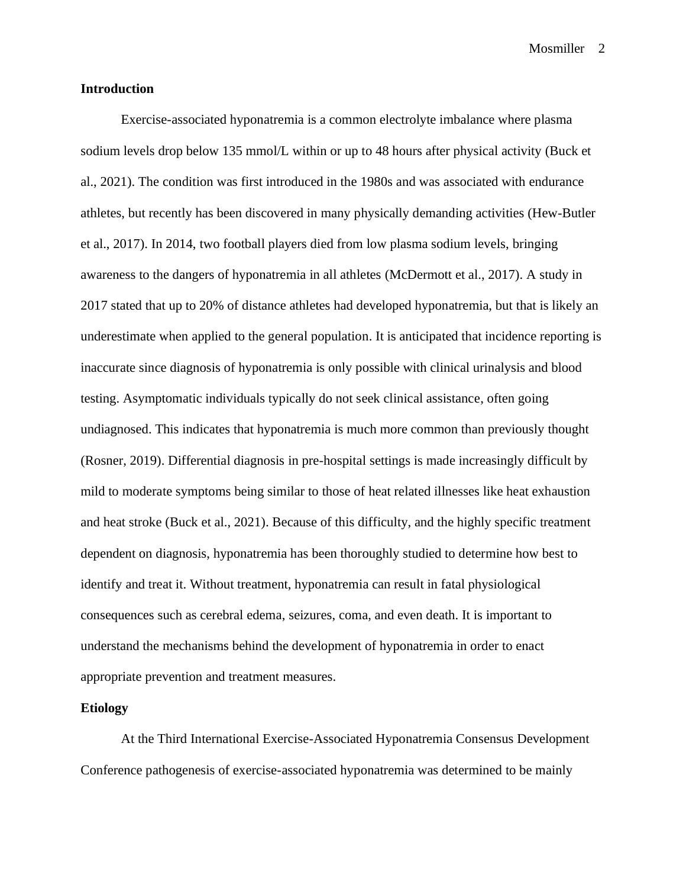## Introduction

Exercise-associated hyponatremia is a common electrolyte imbalance where plasma sodium levels drop below 135 mmol/L within or up to 48 hours after physical activity (Buck et al., 2021). The condition was first introduced in the 1980s and was associated with endurance athletes, but recently has been discovered in many physically demanding activities (Hew-Butler et al., 2017). In 2014, two football players died from low plasma sodium levels, bringing awareness to the dangers of hyponatremia in all athletes (McDermott et al., 2017). A study in 2017 stated that up to 20% of distance athletes had developed hyponatremia, but that is likely an underestimate when applied to the general population. It is anticipated that incidence reporting is inaccurate since diagnosis of hyponatremia is only possible with clinical urinalysis and blood testing. Asymptomatic individuals typically do not seek clinical assistance, often going undiagnosed. This indicates that hyponatremia is much more common than previously thought (Rosner, 2019). Differential diagnosis in pre-hospital settings is made increasingly difficult by mild to moderate symptoms being similar to those of heat related illnesses like heat exhaustion and heat stroke (Buck et al., 2021). Because of this difficulty, and the highly specific treatment dependent on diagnosis, hyponatremia has been thoroughly studied to determine how best to identify and treat it. Without treatment, hyponatremia can result in fatal physiological consequences such as cerebral edema, seizures, coma, and even death. It is important to understand the mechanisms behind the development of hyponatremia in order to enact appropriate prevention and treatment measures.

## Etiology

At the Third International Exercise-Associated Hyponatremia Consensus Development Conference pathogenesis of exercise-associated hyponatremia was determined to be mainly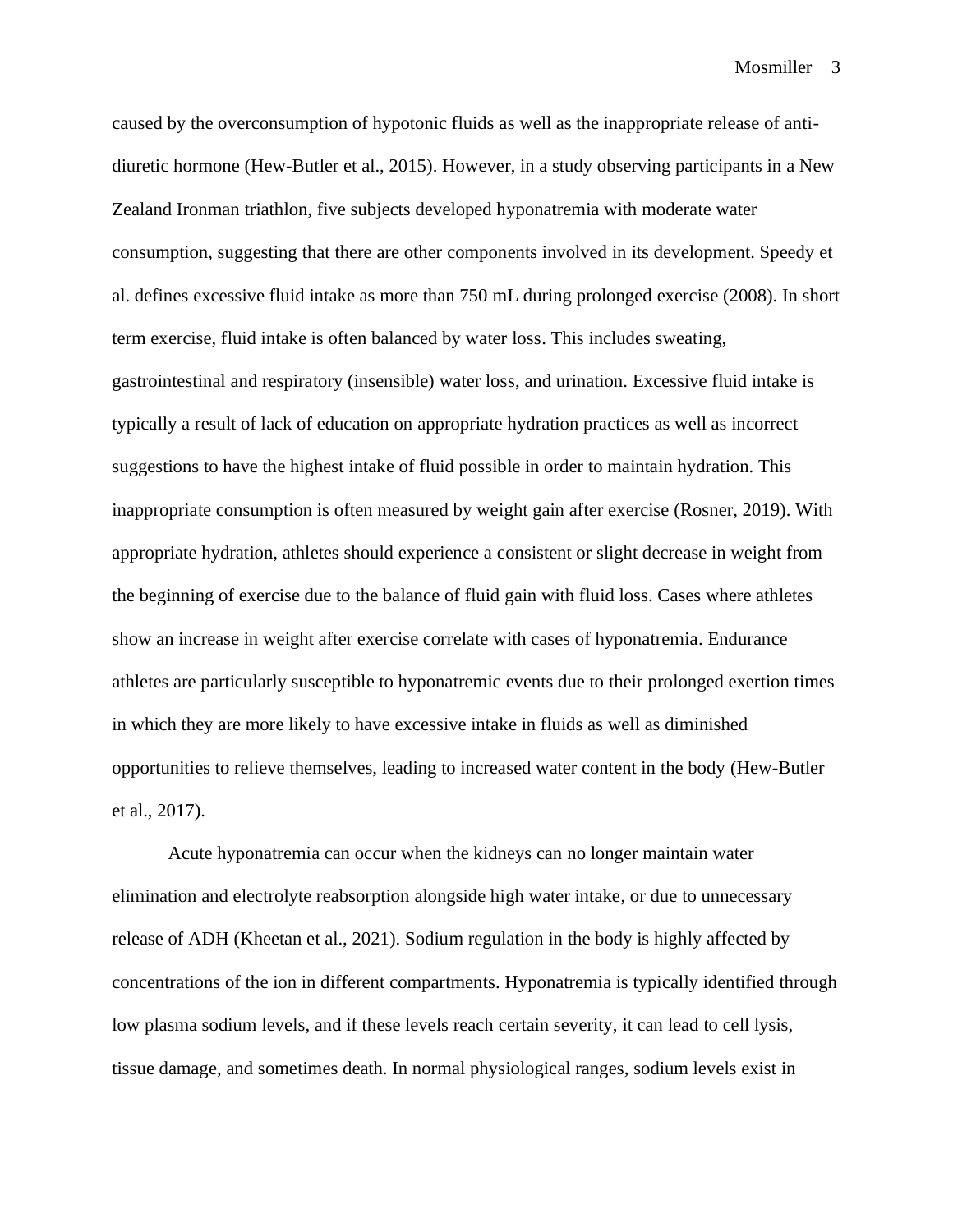caused by the overconsumption of hypotonic fluids as well as the inappropriate release of anti-diuretic hormone (Hew-Butler et al., 2015). However, in a study observing participants in a New Zealand Ironman triathlon, five subjects developed hyponatremia with moderate water consumption, suggesting that there are other components involved in its development. Speedy et al. defines excessive fluid intake as more than 750 mL during prolonged exercise (2008). In short term exercise, fluid intake is often balanced by water loss. This includes sweating, gastrointestinal and respiratory (insensible) water loss, and urination. Excessive fluid intake is typically a result of lack of education on appropriate hydration practices as well as incorrect suggestions to have the highest intake of fluid possible in order to maintain hydration. This inappropriate consumption is often measured by weight gain after exercise (Rosner, 2019). With appropriate hydration, athletes should experience a consistent or slight decrease in weight from the beginning of exercise due to the balance of fluid gain with fluid loss. Cases where athletes show an increase in weight after exercise correlate with cases of hyponatremia. Endurance athletes are particularly susceptible to hyponatremic events due to their prolonged exertion times in which they are more likely to have excessive intake in fluids as well as diminished opportunities to relieve themselves, leading to increased water content in the body (Hew-Butler et al., 2017).

Acute hyponatremia can occur when the kidneys can no longer maintain water elimination and electrolyte reabsorption alongside high water intake, or due to unnecessary release of ADH (Kheetan et al., 2021). Sodium regulation in the body is highly affected by concentrations of the ion in different compartments. Hyponatremia is typically identified through low plasma sodium levels, and if these levels reach certain severity, it can lead to cell lysis, tissue damage, and sometimes death. In normal physiological ranges, sodium levels exist in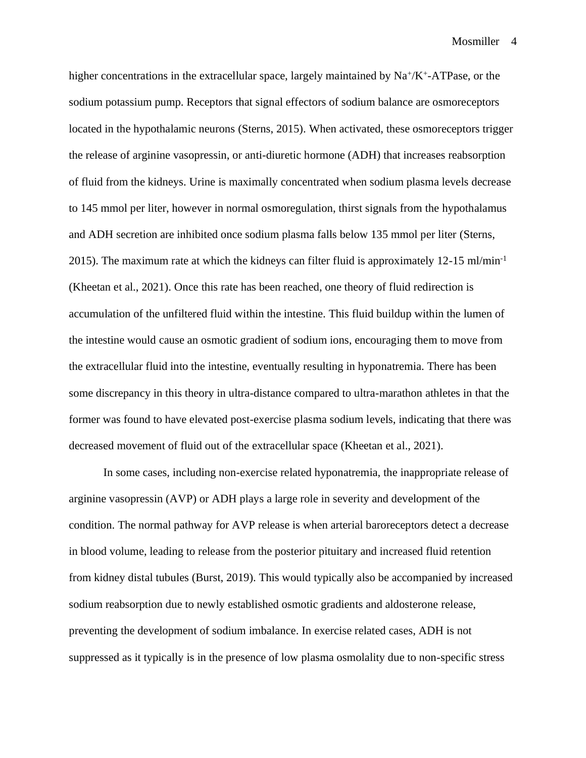higher concentrations in the extracellular space, largely maintained by $Na^{+}/K^{+}$-ATPase, or the sodium potassium pump. Receptors that signal effectors of sodium balance are osmoreceptors located in the hypothalamic neurons (Sterns, 2015). When activated, these osmoreceptors trigger the release of arginine vasopressin, or anti-diuretic hormone (ADH) that increases reabsorption of fluid from the kidneys. Urine is maximally concentrated when sodium plasma levels decrease to 145 mmol per liter, however in normal osmoregulation, thirst signals from the hypothalamus and ADH secretion are inhibited once sodium plasma falls below 135 mmol per liter (Sterns, 2015). The maximum rate at which the kidneys can filter fluid is approximately 12-15 $ml/min^{-1}$ (Kheetan et al., 2021). Once this rate has been reached, one theory of fluid redirection is accumulation of the unfiltered fluid within the intestine. This fluid buildup within the lumen of the intestine would cause an osmotic gradient of sodium ions, encouraging them to move from the extracellular fluid into the intestine, eventually resulting in hyponatremia. There has been some discrepancy in this theory in ultra-distance compared to ultra-marathon athletes in that the former was found to have elevated post-exercise plasma sodium levels, indicating that there was decreased movement of fluid out of the extracellular space (Kheetan et al., 2021).

In some cases, including non-exercise related hyponatremia, the inappropriate release of arginine vasopressin (AVP) or ADH plays a large role in severity and development of the condition. The normal pathway for AVP release is when arterial baroreceptors detect a decrease in blood volume, leading to release from the posterior pituitary and increased fluid retention from kidney distal tubules (Burst, 2019). This would typically also be accompanied by increased sodium reabsorption due to newly established osmotic gradients and aldosterone release, preventing the development of sodium imbalance. In exercise related cases, ADH is not suppressed as it typically is in the presence of low plasma osmolality due to non-specific stress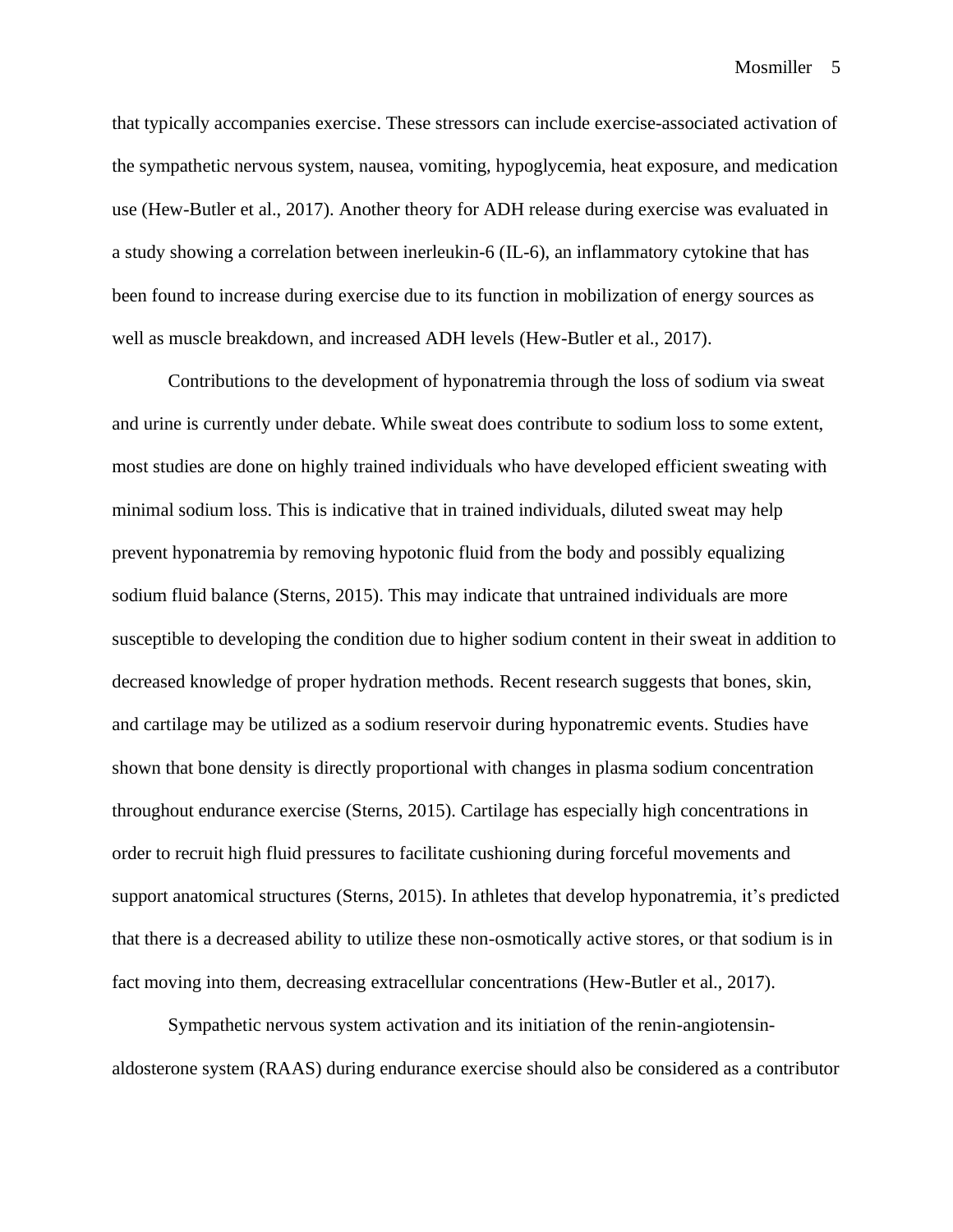that typically accompanies exercise. These stressors can include exercise-associated activation of the sympathetic nervous system, nausea, vomiting, hypoglycemia, heat exposure, and medication use (Hew-Butler et al., 2017). Another theory for ADH release during exercise was evaluated in a study showing a correlation between inerleukin-6 (IL-6), an inflammatory cytokine that has been found to increase during exercise due to its function in mobilization of energy sources as well as muscle breakdown, and increased ADH levels (Hew-Butler et al., 2017).

Contributions to the development of hyponatremia through the loss of sodium via sweat and urine is currently under debate. While sweat does contribute to sodium loss to some extent, most studies are done on highly trained individuals who have developed efficient sweating with minimal sodium loss. This is indicative that in trained individuals, diluted sweat may help prevent hyponatremia by removing hypotonic fluid from the body and possibly equalizing sodium fluid balance (Sterns, 2015). This may indicate that untrained individuals are more susceptible to developing the condition due to higher sodium content in their sweat in addition to decreased knowledge of proper hydration methods. Recent research suggests that bones, skin, and cartilage may be utilized as a sodium reservoir during hyponatremic events. Studies have shown that bone density is directly proportional with changes in plasma sodium concentration throughout endurance exercise (Sterns, 2015). Cartilage has especially high concentrations in order to recruit high fluid pressures to facilitate cushioning during forceful movements and support anatomical structures (Sterns, 2015). In athletes that develop hyponatremia, it's predicted that there is a decreased ability to utilize these non-osmotically active stores, or that sodium is in fact moving into them, decreasing extracellular concentrations (Hew-Butler et al., 2017).

Sympathetic nervous system activation and its initiation of the renin-angiotensin-aldosterone system (RAAS) during endurance exercise should also be considered as a contributor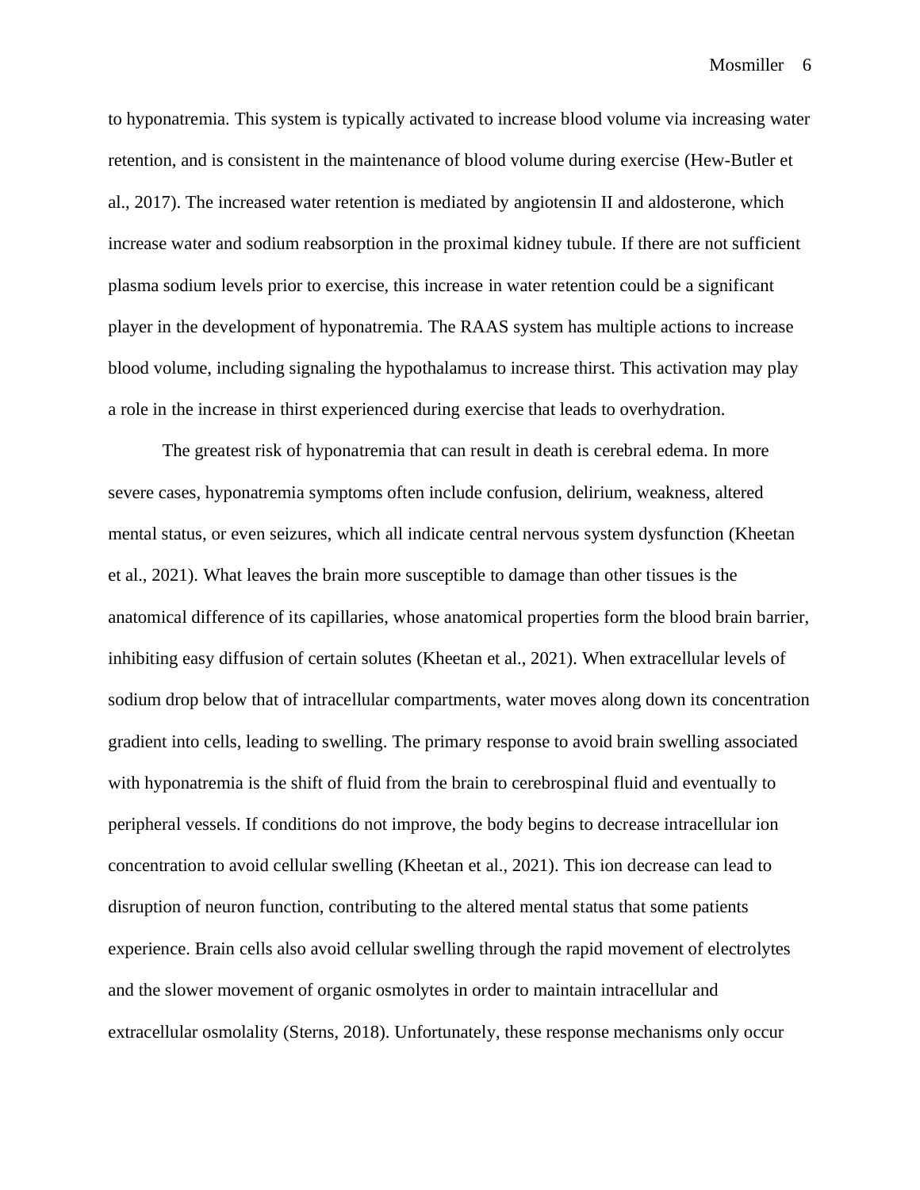to hyponatremia. This system is typically activated to increase blood volume via increasing water retention, and is consistent in the maintenance of blood volume during exercise (Hew-Butler et al., 2017). The increased water retention is mediated by angiotensin II and aldosterone, which increase water and sodium reabsorption in the proximal kidney tubule. If there are not sufficient plasma sodium levels prior to exercise, this increase in water retention could be a significant player in the development of hyponatremia. The RAAS system has multiple actions to increase blood volume, including signaling the hypothalamus to increase thirst. This activation may play a role in the increase in thirst experienced during exercise that leads to overhydration.

The greatest risk of hyponatremia that can result in death is cerebral edema. In more severe cases, hyponatremia symptoms often include confusion, delirium, weakness, altered mental status, or even seizures, which all indicate central nervous system dysfunction (Kheetan et al., 2021). What leaves the brain more susceptible to damage than other tissues is the anatomical difference of its capillaries, whose anatomical properties form the blood brain barrier, inhibiting easy diffusion of certain solutes (Kheetan et al., 2021). When extracellular levels of sodium drop below that of intracellular compartments, water moves along down its concentration gradient into cells, leading to swelling. The primary response to avoid brain swelling associated with hyponatremia is the shift of fluid from the brain to cerebrospinal fluid and eventually to peripheral vessels. If conditions do not improve, the body begins to decrease intracellular ion concentration to avoid cellular swelling (Kheetan et al., 2021). This ion decrease can lead to disruption of neuron function, contributing to the altered mental status that some patients experience. Brain cells also avoid cellular swelling through the rapid movement of electrolytes and the slower movement of organic osmolytes in order to maintain intracellular and extracellular osmolality (Sterns, 2018). Unfortunately, these response mechanisms only occur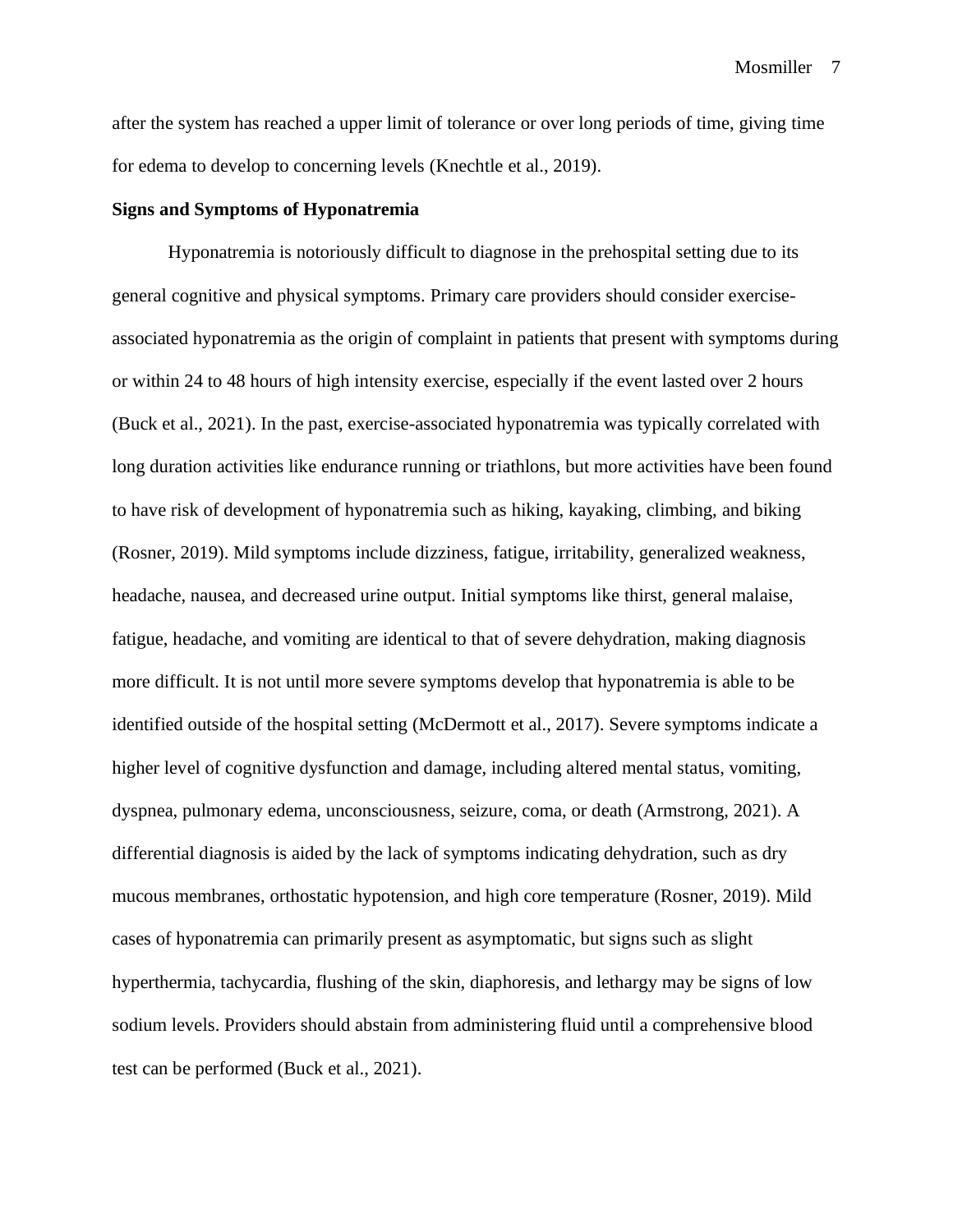after the system has reached a upper limit of tolerance or over long periods of time, giving time for edema to develop to concerning levels (Knechtle et al., 2019).

**Signs and Symptoms of Hyponatremia**

Hyponatremia is notoriously difficult to diagnose in the prehospital setting due to its general cognitive and physical symptoms. Primary care providers should consider exercise-associated hyponatremia as the origin of complaint in patients that present with symptoms during or within 24 to 48 hours of high intensity exercise, especially if the event lasted over 2 hours (Buck et al., 2021). In the past, exercise-associated hyponatremia was typically correlated with long duration activities like endurance running or triathlons, but more activities have been found to have risk of development of hyponatremia such as hiking, kayaking, climbing, and biking (Rosner, 2019). Mild symptoms include dizziness, fatigue, irritability, generalized weakness, headache, nausea, and decreased urine output. Initial symptoms like thirst, general malaise, fatigue, headache, and vomiting are identical to that of severe dehydration, making diagnosis more difficult. It is not until more severe symptoms develop that hyponatremia is able to be identified outside of the hospital setting (McDermott et al., 2017). Severe symptoms indicate a higher level of cognitive dysfunction and damage, including altered mental status, vomiting, dyspnea, pulmonary edema, unconsciousness, seizure, coma, or death (Armstrong, 2021). A differential diagnosis is aided by the lack of symptoms indicating dehydration, such as dry mucous membranes, orthostatic hypotension, and high core temperature (Rosner, 2019). Mild cases of hyponatremia can primarily present as asymptomatic, but signs such as slight hyperthermia, tachycardia, flushing of the skin, diaphoresis, and lethargy may be signs of low sodium levels. Providers should abstain from administering fluid until a comprehensive blood test can be performed (Buck et al., 2021).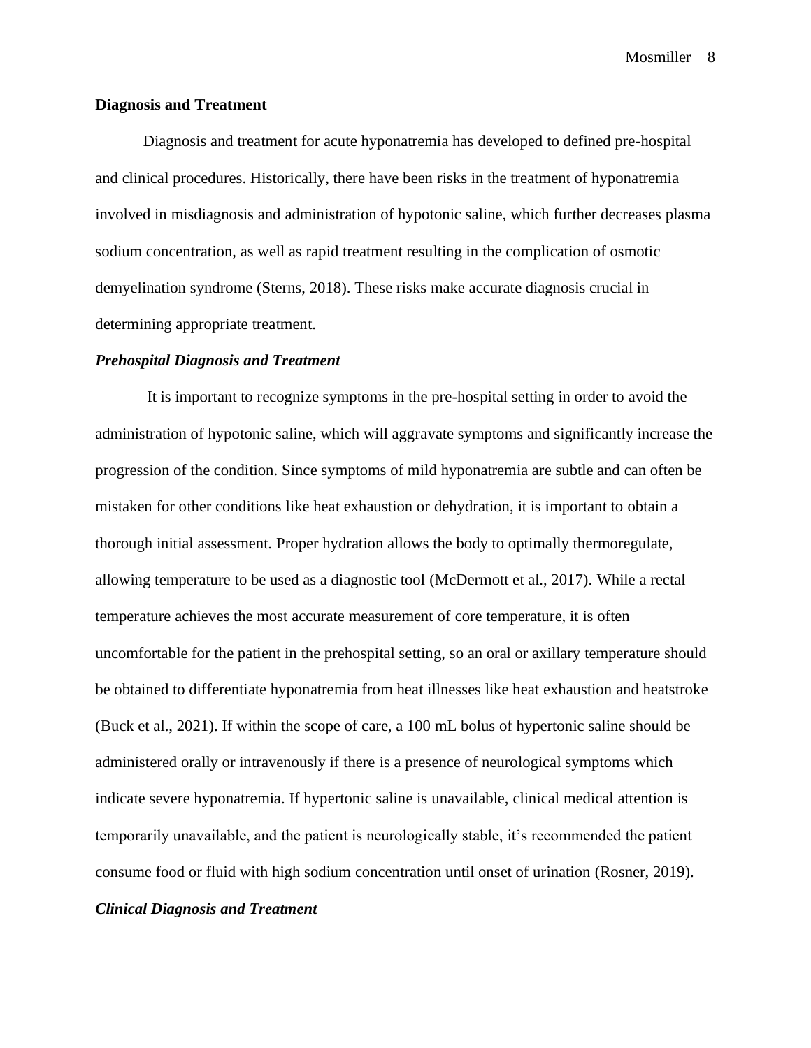## Diagnosis and Treatment

Diagnosis and treatment for acute hyponatremia has developed to defined pre-hospital and clinical procedures. Historically, there have been risks in the treatment of hyponatremia involved in misdiagnosis and administration of hypotonic saline, which further decreases plasma sodium concentration, as well as rapid treatment resulting in the complication of osmotic demyelination syndrome (Sterns, 2018). These risks make accurate diagnosis crucial in determining appropriate treatment.

### *Prehospital Diagnosis and Treatment*

It is important to recognize symptoms in the pre-hospital setting in order to avoid the administration of hypotonic saline, which will aggravate symptoms and significantly increase the progression of the condition. Since symptoms of mild hyponatremia are subtle and can often be mistaken for other conditions like heat exhaustion or dehydration, it is important to obtain a thorough initial assessment. Proper hydration allows the body to optimally thermoregulate, allowing temperature to be used as a diagnostic tool (McDermott et al., 2017). While a rectal temperature achieves the most accurate measurement of core temperature, it is often uncomfortable for the patient in the prehospital setting, so an oral or axillary temperature should be obtained to differentiate hyponatremia from heat illnesses like heat exhaustion and heatstroke (Buck et al., 2021). If within the scope of care, a 100 mL bolus of hypertonic saline should be administered orally or intravenously if there is a presence of neurological symptoms which indicate severe hyponatremia. If hypertonic saline is unavailable, clinical medical attention is temporarily unavailable, and the patient is neurologically stable, it's recommended the patient consume food or fluid with high sodium concentration until onset of urination (Rosner, 2019).

### *Clinical Diagnosis and Treatment*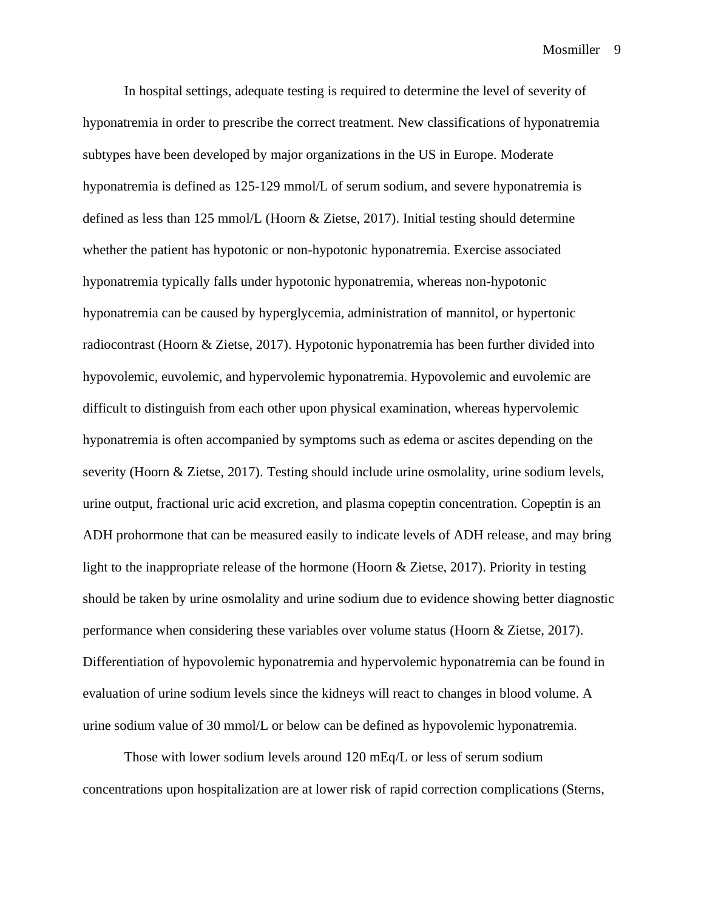In hospital settings, adequate testing is required to determine the level of severity of hyponatremia in order to prescribe the correct treatment. New classifications of hyponatremia subtypes have been developed by major organizations in the US in Europe. Moderate hyponatremia is defined as 125-129 mmol/L of serum sodium, and severe hyponatremia is defined as less than 125 mmol/L (Hoorn & Zietse, 2017). Initial testing should determine whether the patient has hypotonic or non-hypotonic hyponatremia. Exercise associated hyponatremia typically falls under hypotonic hyponatremia, whereas non-hypotonic hyponatremia can be caused by hyperglycemia, administration of mannitol, or hypertonic radiocontrast (Hoorn & Zietse, 2017). Hypotonic hyponatremia has been further divided into hypovolemic, euvolemic, and hypervolemic hyponatremia. Hypovolemic and euvolemic are difficult to distinguish from each other upon physical examination, whereas hypervolemic hyponatremia is often accompanied by symptoms such as edema or ascites depending on the severity (Hoorn & Zietse, 2017). Testing should include urine osmolality, urine sodium levels, urine output, fractional uric acid excretion, and plasma copeptin concentration. Copeptin is an ADH prohormone that can be measured easily to indicate levels of ADH release, and may bring light to the inappropriate release of the hormone (Hoorn & Zietse, 2017). Priority in testing should be taken by urine osmolality and urine sodium due to evidence showing better diagnostic performance when considering these variables over volume status (Hoorn & Zietse, 2017). Differentiation of hypovolemic hyponatremia and hypervolemic hyponatremia can be found in evaluation of urine sodium levels since the kidneys will react to changes in blood volume. A urine sodium value of 30 mmol/L or below can be defined as hypovolemic hyponatremia.

Those with lower sodium levels around 120 mEq/L or less of serum sodium concentrations upon hospitalization are at lower risk of rapid correction complications (Sterns,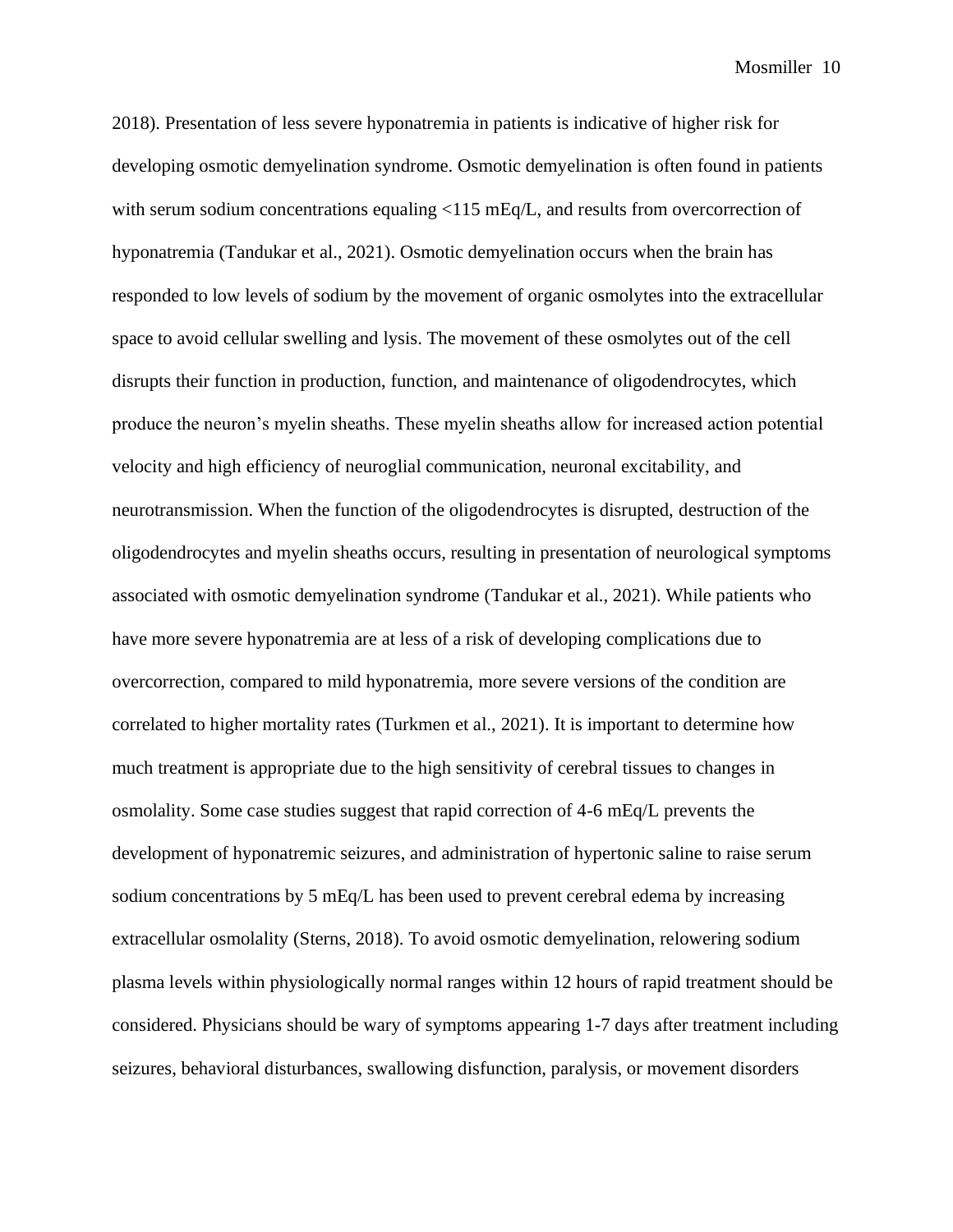2018). Presentation of less severe hyponatremia in patients is indicative of higher risk for developing osmotic demyelination syndrome. Osmotic demyelination is often found in patients with serum sodium concentrations equaling <115 mEq/L, and results from overcorrection of hyponatremia (Tandukar et al., 2021). Osmotic demyelination occurs when the brain has responded to low levels of sodium by the movement of organic osmolytes into the extracellular space to avoid cellular swelling and lysis. The movement of these osmolytes out of the cell disrupts their function in production, function, and maintenance of oligodendrocytes, which produce the neuron's myelin sheaths. These myelin sheaths allow for increased action potential velocity and high efficiency of neuroglial communication, neuronal excitability, and neurotransmission. When the function of the oligodendrocytes is disrupted, destruction of the oligodendrocytes and myelin sheaths occurs, resulting in presentation of neurological symptoms associated with osmotic demyelination syndrome (Tandukar et al., 2021). While patients who have more severe hyponatremia are at less of a risk of developing complications due to overcorrection, compared to mild hyponatremia, more severe versions of the condition are correlated to higher mortality rates (Turkmen et al., 2021). It is important to determine how much treatment is appropriate due to the high sensitivity of cerebral tissues to changes in osmolality. Some case studies suggest that rapid correction of 4-6 mEq/L prevents the development of hyponatremic seizures, and administration of hypertonic saline to raise serum sodium concentrations by 5 mEq/L has been used to prevent cerebral edema by increasing extracellular osmolality (Sterns, 2018). To avoid osmotic demyelination, relowering sodium plasma levels within physiologically normal ranges within 12 hours of rapid treatment should be considered. Physicians should be wary of symptoms appearing 1-7 days after treatment including seizures, behavioral disturbances, swallowing disfunction, paralysis, or movement disorders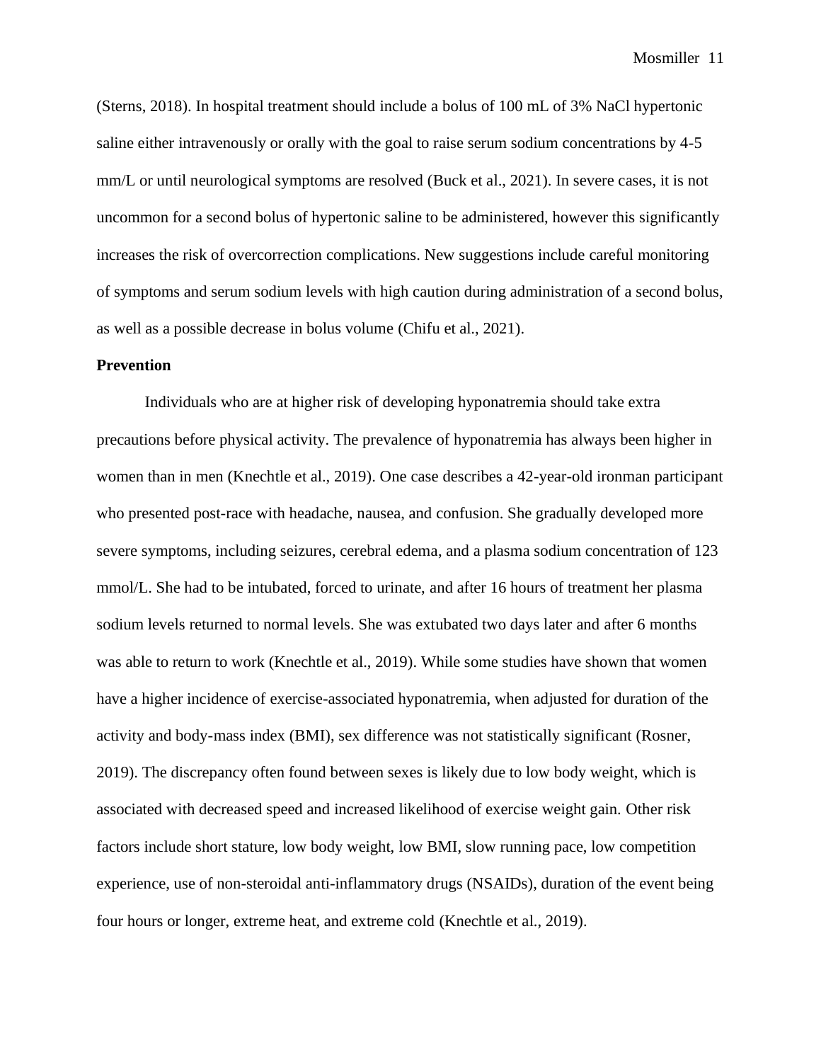(Sterns, 2018). In hospital treatment should include a bolus of 100 mL of 3% NaCl hypertonic saline either intravenously or orally with the goal to raise serum sodium concentrations by 4-5 mm/L or until neurological symptoms are resolved (Buck et al., 2021). In severe cases, it is not uncommon for a second bolus of hypertonic saline to be administered, however this significantly increases the risk of overcorrection complications. New suggestions include careful monitoring of symptoms and serum sodium levels with high caution during administration of a second bolus, as well as a possible decrease in bolus volume (Chifu et al., 2021).

**Prevention**

Individuals who are at higher risk of developing hyponatremia should take extra precautions before physical activity. The prevalence of hyponatremia has always been higher in women than in men (Knechtle et al., 2019). One case describes a 42-year-old ironman participant who presented post-race with headache, nausea, and confusion. She gradually developed more severe symptoms, including seizures, cerebral edema, and a plasma sodium concentration of 123 mmol/L. She had to be intubated, forced to urinate, and after 16 hours of treatment her plasma sodium levels returned to normal levels. She was extubated two days later and after 6 months was able to return to work (Knechtle et al., 2019). While some studies have shown that women have a higher incidence of exercise-associated hyponatremia, when adjusted for duration of the activity and body-mass index (BMI), sex difference was not statistically significant (Rosner, 2019). The discrepancy often found between sexes is likely due to low body weight, which is associated with decreased speed and increased likelihood of exercise weight gain. Other risk factors include short stature, low body weight, low BMI, slow running pace, low competition experience, use of non-steroidal anti-inflammatory drugs (NSAIDs), duration of the event being four hours or longer, extreme heat, and extreme cold (Knechtle et al., 2019).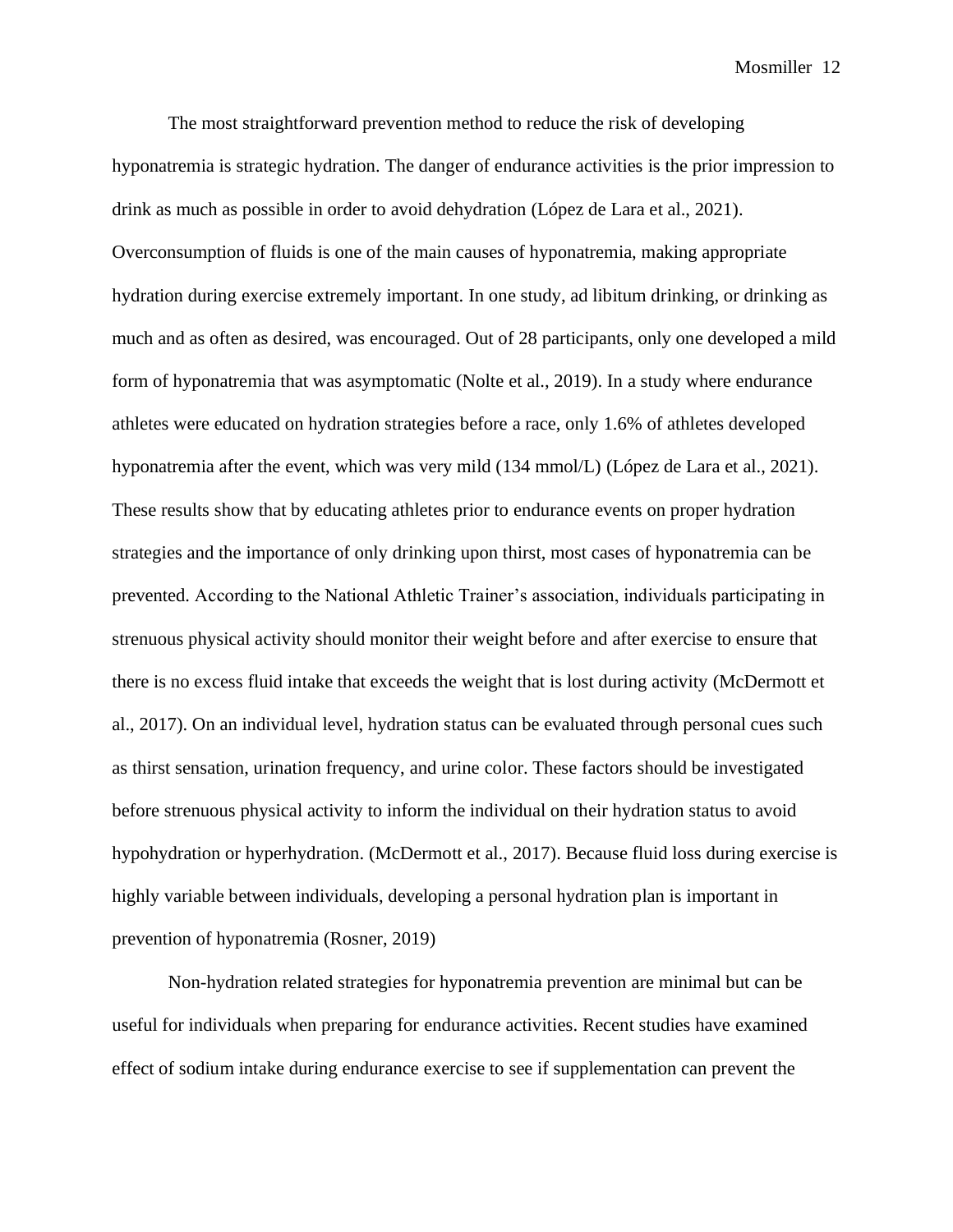The most straightforward prevention method to reduce the risk of developing hyponatremia is strategic hydration. The danger of endurance activities is the prior impression to drink as much as possible in order to avoid dehydration (López de Lara et al., 2021). Overconsumption of fluids is one of the main causes of hyponatremia, making appropriate hydration during exercise extremely important. In one study, ad libitum drinking, or drinking as much and as often as desired, was encouraged. Out of 28 participants, only one developed a mild form of hyponatremia that was asymptomatic (Nolte et al., 2019). In a study where endurance athletes were educated on hydration strategies before a race, only 1.6% of athletes developed hyponatremia after the event, which was very mild (134 mmol/L) (López de Lara et al., 2021). These results show that by educating athletes prior to endurance events on proper hydration strategies and the importance of only drinking upon thirst, most cases of hyponatremia can be prevented. According to the National Athletic Trainer's association, individuals participating in strenuous physical activity should monitor their weight before and after exercise to ensure that there is no excess fluid intake that exceeds the weight that is lost during activity (McDermott et al., 2017). On an individual level, hydration status can be evaluated through personal cues such as thirst sensation, urination frequency, and urine color. These factors should be investigated before strenuous physical activity to inform the individual on their hydration status to avoid hypohydration or hyperhydration. (McDermott et al., 2017). Because fluid loss during exercise is highly variable between individuals, developing a personal hydration plan is important in prevention of hyponatremia (Rosner, 2019)

Non-hydration related strategies for hyponatremia prevention are minimal but can be useful for individuals when preparing for endurance activities. Recent studies have examined effect of sodium intake during endurance exercise to see if supplementation can prevent the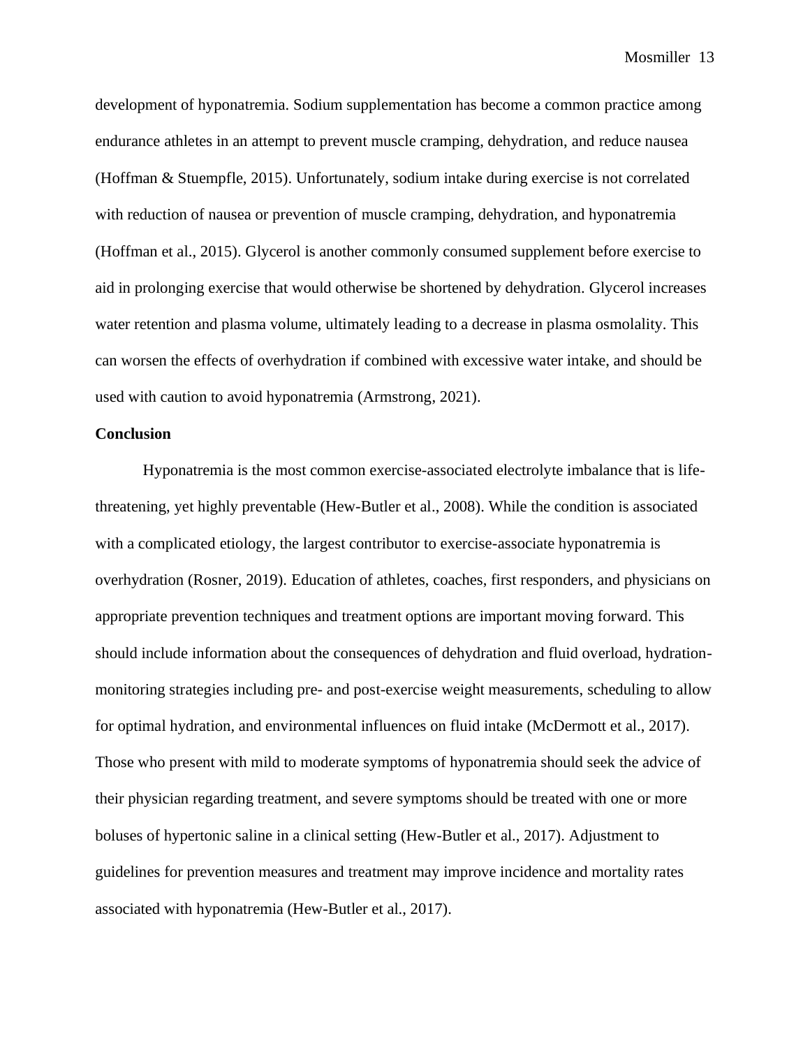development of hyponatremia. Sodium supplementation has become a common practice among endurance athletes in an attempt to prevent muscle cramping, dehydration, and reduce nausea (Hoffman & Stuempfle, 2015). Unfortunately, sodium intake during exercise is not correlated with reduction of nausea or prevention of muscle cramping, dehydration, and hyponatremia (Hoffman et al., 2015). Glycerol is another commonly consumed supplement before exercise to aid in prolonging exercise that would otherwise be shortened by dehydration. Glycerol increases water retention and plasma volume, ultimately leading to a decrease in plasma osmolality. This can worsen the effects of overhydration if combined with excessive water intake, and should be used with caution to avoid hyponatremia (Armstrong, 2021).

**Conclusion**

Hyponatremia is the most common exercise-associated electrolyte imbalance that is life-threatening, yet highly preventable (Hew-Butler et al., 2008). While the condition is associated with a complicated etiology, the largest contributor to exercise-associate hyponatremia is overhydration (Rosner, 2019). Education of athletes, coaches, first responders, and physicians on appropriate prevention techniques and treatment options are important moving forward. This should include information about the consequences of dehydration and fluid overload, hydration-monitoring strategies including pre- and post-exercise weight measurements, scheduling to allow for optimal hydration, and environmental influences on fluid intake (McDermott et al., 2017). Those who present with mild to moderate symptoms of hyponatremia should seek the advice of their physician regarding treatment, and severe symptoms should be treated with one or more boluses of hypertonic saline in a clinical setting (Hew-Butler et al., 2017). Adjustment to guidelines for prevention measures and treatment may improve incidence and mortality rates associated with hyponatremia (Hew-Butler et al., 2017).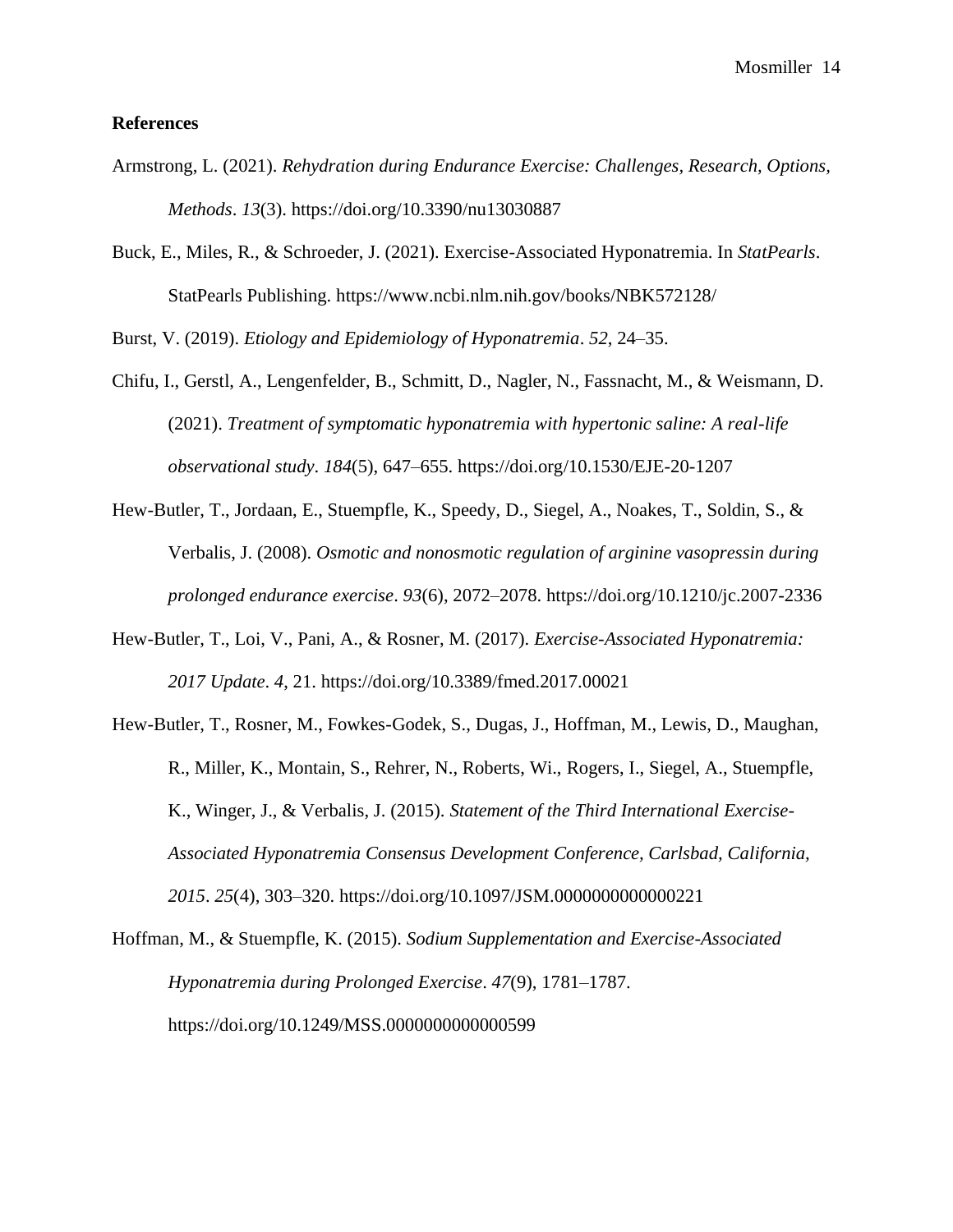**References**

Armstrong, L. (2021). *Rehydration during Endurance Exercise: Challenges, Research, Options, Methods*. *13*(3). https://doi.org/10.3390/nu13030887

Buck, E., Miles, R., & Schroeder, J. (2021). Exercise-Associated Hyponatremia. In *StatPearls*. StatPearls Publishing. https://www.ncbi.nlm.nih.gov/books/NBK572128/

Burst, V. (2019). *Etiology and Epidemiology of Hyponatremia*. *52*, 24–35.

Chifu, I., Gerstl, A., Lengenfelder, B., Schmitt, D., Nagler, N., Fassnacht, M., & Weismann, D. (2021). *Treatment of symptomatic hyponatremia with hypertonic saline: A real-life observational study*. *184*(5), 647–655. https://doi.org/10.1530/EJE-20-1207

Hew-Butler, T., Jordaan, E., Stuempfle, K., Speedy, D., Siegel, A., Noakes, T., Soldin, S., & Verbalis, J. (2008). *Osmotic and nonosmotic regulation of arginine vasopressin during prolonged endurance exercise*. *93*(6), 2072–2078. https://doi.org/10.1210/jc.2007-2336

Hew-Butler, T., Loi, V., Pani, A., & Rosner, M. (2017). *Exercise-Associated Hyponatremia: 2017 Update*. *4*, 21. https://doi.org/10.3389/fmed.2017.00021

Hew-Butler, T., Rosner, M., Fowkes-Godek, S., Dugas, J., Hoffman, M., Lewis, D., Maughan, R., Miller, K., Montain, S., Rehrer, N., Roberts, Wi., Rogers, I., Siegel, A., Stuempfle, K., Winger, J., & Verbalis, J. (2015). *Statement of the Third International Exercise-Associated Hyponatremia Consensus Development Conference, Carlsbad, California, 2015*. *25*(4), 303–320. https://doi.org/10.1097/JSM.0000000000000221

Hoffman, M., & Stuempfle, K. (2015). *Sodium Supplementation and Exercise-Associated Hyponatremia during Prolonged Exercise*. *47*(9), 1781–1787. https://doi.org/10.1249/MSS.0000000000000599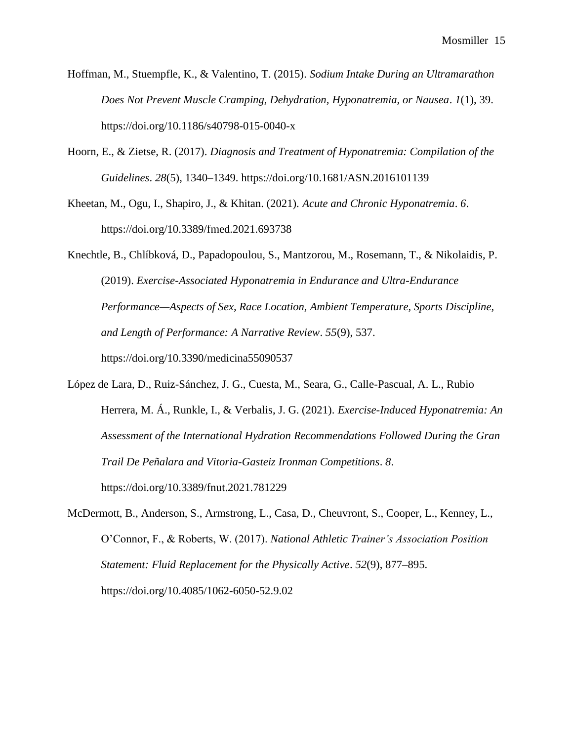Hoffman, M., Stuempfle, K., & Valentino, T. (2015). *Sodium Intake During an Ultramarathon Does Not Prevent Muscle Cramping, Dehydration, Hyponatremia, or Nausea*. *1*(1), 39. https://doi.org/10.1186/s40798-015-0040-x

Hoorn, E., & Zietse, R. (2017). *Diagnosis and Treatment of Hyponatremia: Compilation of the Guidelines*. *28*(5), 1340–1349. https://doi.org/10.1681/ASN.2016101139

Kheetan, M., Ogu, I., Shapiro, J., & Khitan. (2021). *Acute and Chronic Hyponatremia*. *6*. https://doi.org/10.3389/fmed.2021.693738

Knechtle, B., Chlíbková, D., Papadopoulou, S., Mantzorou, M., Rosemann, T., & Nikolaidis, P. (2019). *Exercise-Associated Hyponatremia in Endurance and Ultra-Endurance Performance—Aspects of Sex, Race Location, Ambient Temperature, Sports Discipline, and Length of Performance: A Narrative Review*. *55*(9), 537. https://doi.org/10.3390/medicina55090537

López de Lara, D., Ruiz-Sánchez, J. G., Cuesta, M., Seara, G., Calle-Pascual, A. L., Rubio Herrera, M. Á., Runkle, I., & Verbalis, J. G. (2021). *Exercise-Induced Hyponatremia: An Assessment of the International Hydration Recommendations Followed During the Gran Trail De Peñalara and Vitoria-Gasteiz Ironman Competitions*. *8*. https://doi.org/10.3389/fnut.2021.781229

McDermott, B., Anderson, S., Armstrong, L., Casa, D., Cheuvront, S., Cooper, L., Kenney, L., O'Connor, F., & Roberts, W. (2017). *National Athletic Trainer's Association Position Statement: Fluid Replacement for the Physically Active*. *52*(9), 877–895. https://doi.org/10.4085/1062-6050-52.9.02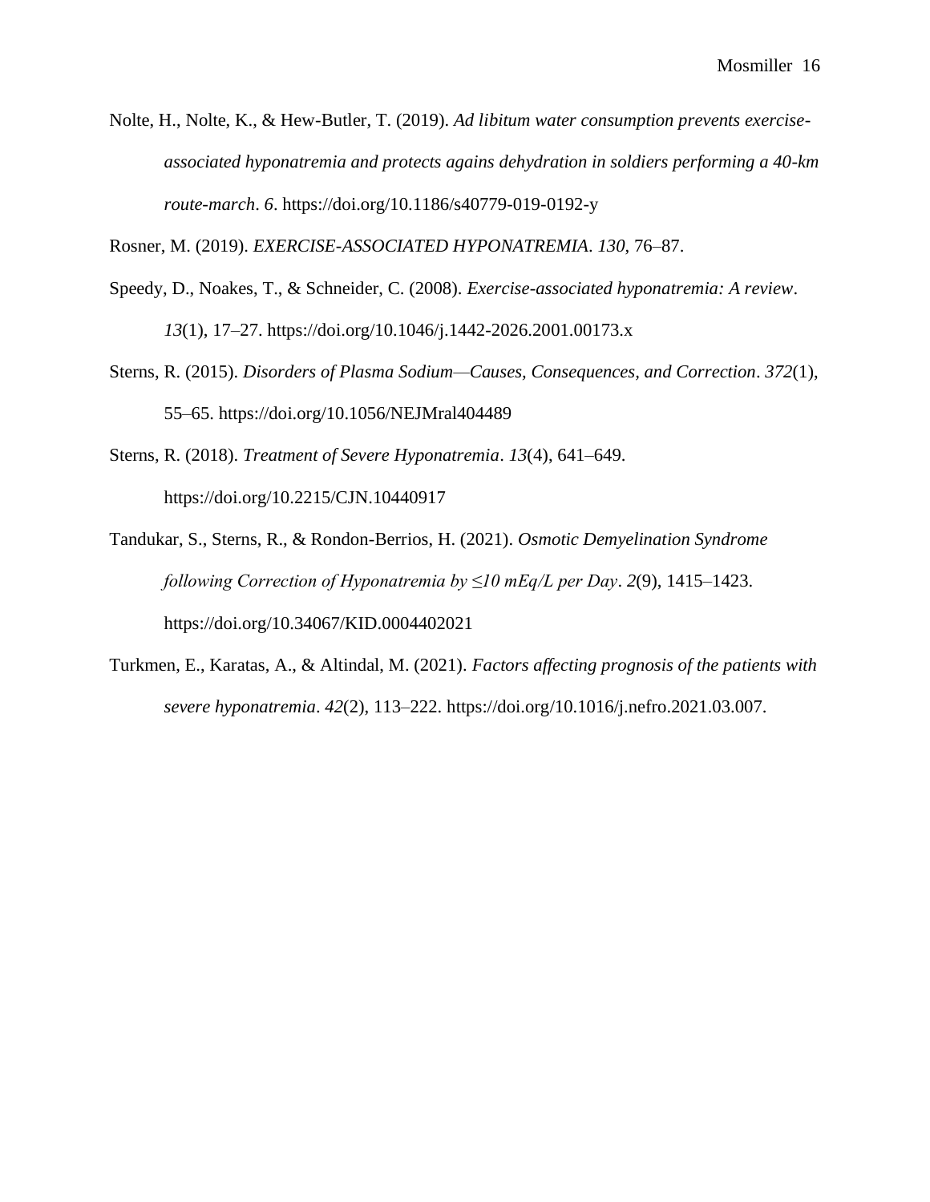Nolte, H., Nolte, K., & Hew-Butler, T. (2019). *Ad libitum water consumption prevents exercise-associated hyponatremia and protects agains dehydration in soldiers performing a 40-km route-march*. *6*. https://doi.org/10.1186/s40779-019-0192-y

Rosner, M. (2019). *EXERCISE-ASSOCIATED HYPONATREMIA*. *130*, 76–87.

Speedy, D., Noakes, T., & Schneider, C. (2008). *Exercise-associated hyponatremia: A review*. *13*(1), 17–27. https://doi.org/10.1046/j.1442-2026.2001.00173.x

Sterns, R. (2015). *Disorders of Plasma Sodium—Causes, Consequences, and Correction*. *372*(1), 55–65. https://doi.org/10.1056/NEJMral404489

Sterns, R. (2018). *Treatment of Severe Hyponatremia*. *13*(4), 641–649. https://doi.org/10.2215/CJN.10440917

Tandukar, S., Sterns, R., & Rondon-Berrios, H. (2021). *Osmotic Demyelination Syndrome following Correction of Hyponatremia by ≤10 mEq/L per Day*. *2*(9), 1415–1423. https://doi.org/10.34067/KID.0004402021

Turkmen, E., Karatas, A., & Altindal, M. (2021). *Factors affecting prognosis of the patients with severe hyponatremia*. *42*(2), 113–222. https://doi.org/10.1016/j.nefro.2021.03.007.